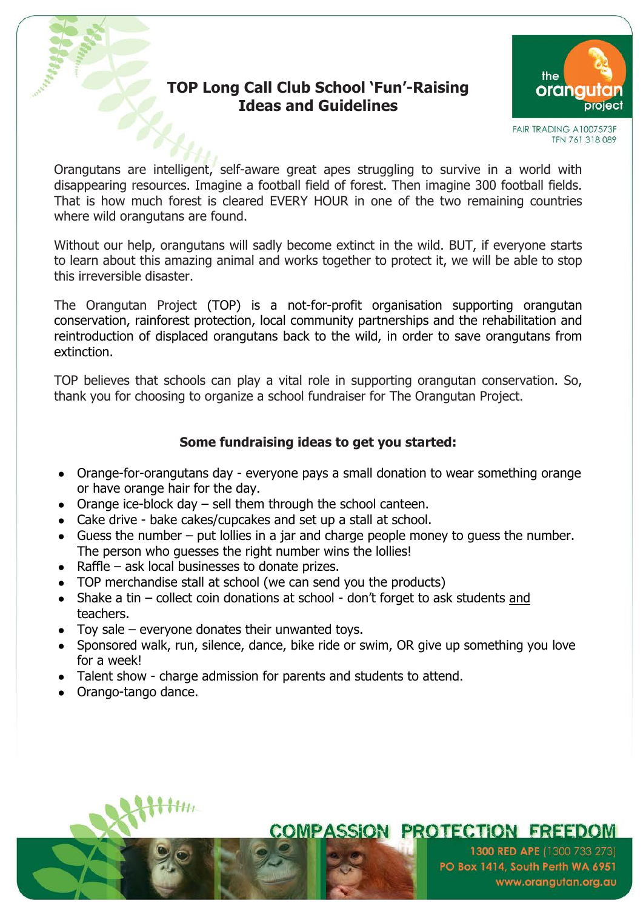# TOP Long Call Club School 'Fun'-Raising Ideas and Guidelines

the orangutan project

FAIR TRADING A1007573F
TFN 761 318 089

Orangutans are intelligent, self-aware great apes struggling to survive in a world with disappearing resources. Imagine a football field of forest. Then imagine 300 football fields. That is how much forest is cleared EVERY HOUR in one of the two remaining countries where wild orangutans are found.

Without our help, orangutans will sadly become extinct in the wild. BUT, if everyone starts to learn about this amazing animal and works together to protect it, we will be able to stop this irreversible disaster.

The Orangutan Project (TOP) is a not-for-profit organisation supporting orangutan conservation, rainforest protection, local community partnerships and the rehabilitation and reintroduction of displaced orangutans back to the wild, in order to save orangutans from extinction.

TOP believes that schools can play a vital role in supporting orangutan conservation. So, thank you for choosing to organize a school fundraiser for The Orangutan Project.

## Some fundraising ideas to get you started:

- Orange-for-orangutans day - everyone pays a small donation to wear something orange or have orange hair for the day.
- Orange ice-block day – sell them through the school canteen.
- Cake drive - bake cakes/cupcakes and set up a stall at school.
- Guess the number – put lollies in a jar and charge people money to guess the number. The person who guesses the right number wins the lollies!
- Raffle – ask local businesses to donate prizes.
- TOP merchandise stall at school (we can send you the products)
- Shake a tin – collect coin donations at school - don't forget to ask students and teachers.
- Toy sale – everyone donates their unwanted toys.
- Sponsored walk, run, silence, dance, bike ride or swim, OR give up something you love for a week!
- Talent show - charge admission for parents and students to attend.
- Orango-tango dance.

COMPASSION PROTECTION FREEDOM

1300 RED APE (1300 733 273)
PO Box 1414, South Perth WA 6951
www.orangutan.org.au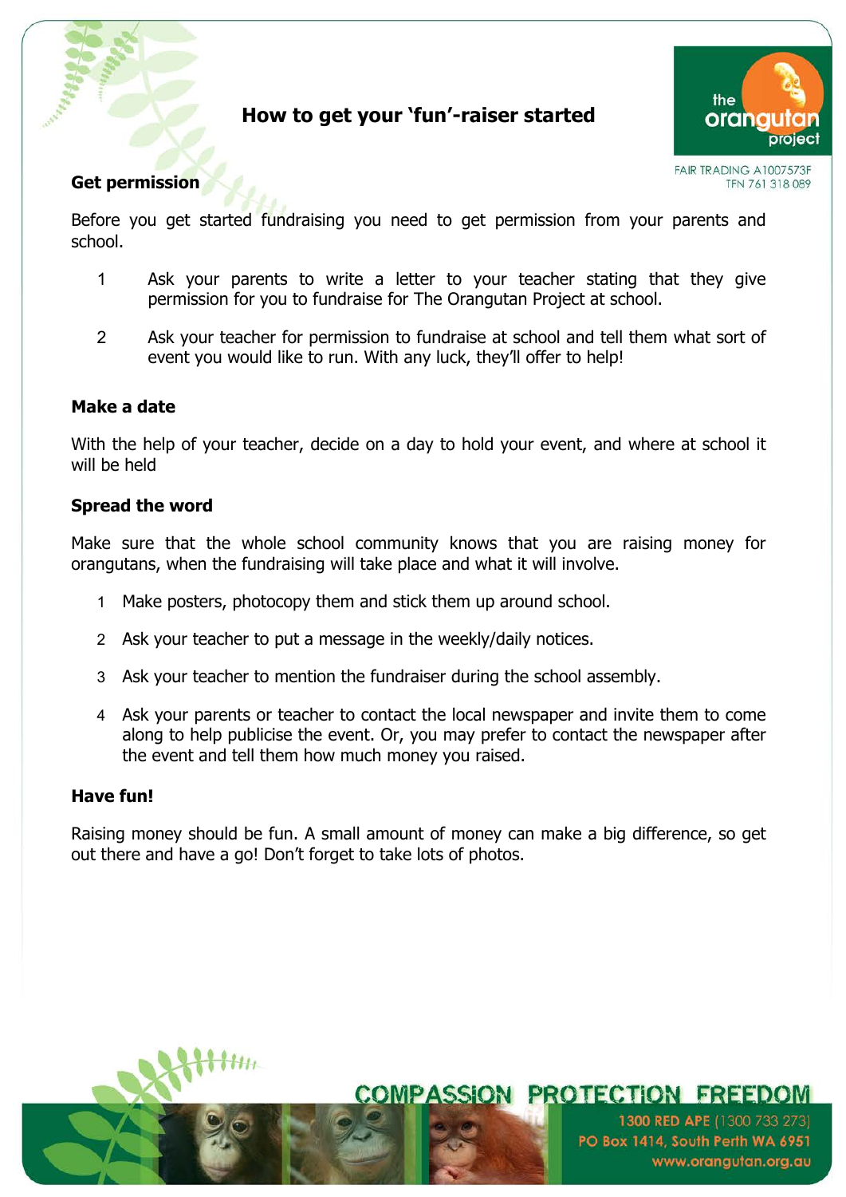# How to get your 'fun'-raiser started

the orangutan project

FAIR TRADING A1007573F
TFN 761 318 089

## Get permission

Before you get started fundraising you need to get permission from your parents and school.

1. Ask your parents to write a letter to your teacher stating that they give permission for you to fundraise for The Orangutan Project at school.
2. Ask your teacher for permission to fundraise at school and tell them what sort of event you would like to run. With any luck, they'll offer to help!

## Make a date

With the help of your teacher, decide on a day to hold your event, and where at school it will be held

## Spread the word

Make sure that the whole school community knows that you are raising money for orangutans, when the fundraising will take place and what it will involve.

1. Make posters, photocopy them and stick them up around school.
2. Ask your teacher to put a message in the weekly/daily notices.
3. Ask your teacher to mention the fundraiser during the school assembly.
4. Ask your parents or teacher to contact the local newspaper and invite them to come along to help publicise the event. Or, you may prefer to contact the newspaper after the event and tell them how much money you raised.

## Have fun!

Raising money should be fun. A small amount of money can make a big difference, so get out there and have a go! Don't forget to take lots of photos.

COMPASSION PROTECTION FREEDOM

1300 RED APE (1300 733 273)
PO Box 1414, South Perth WA 6951
www.orangutan.org.au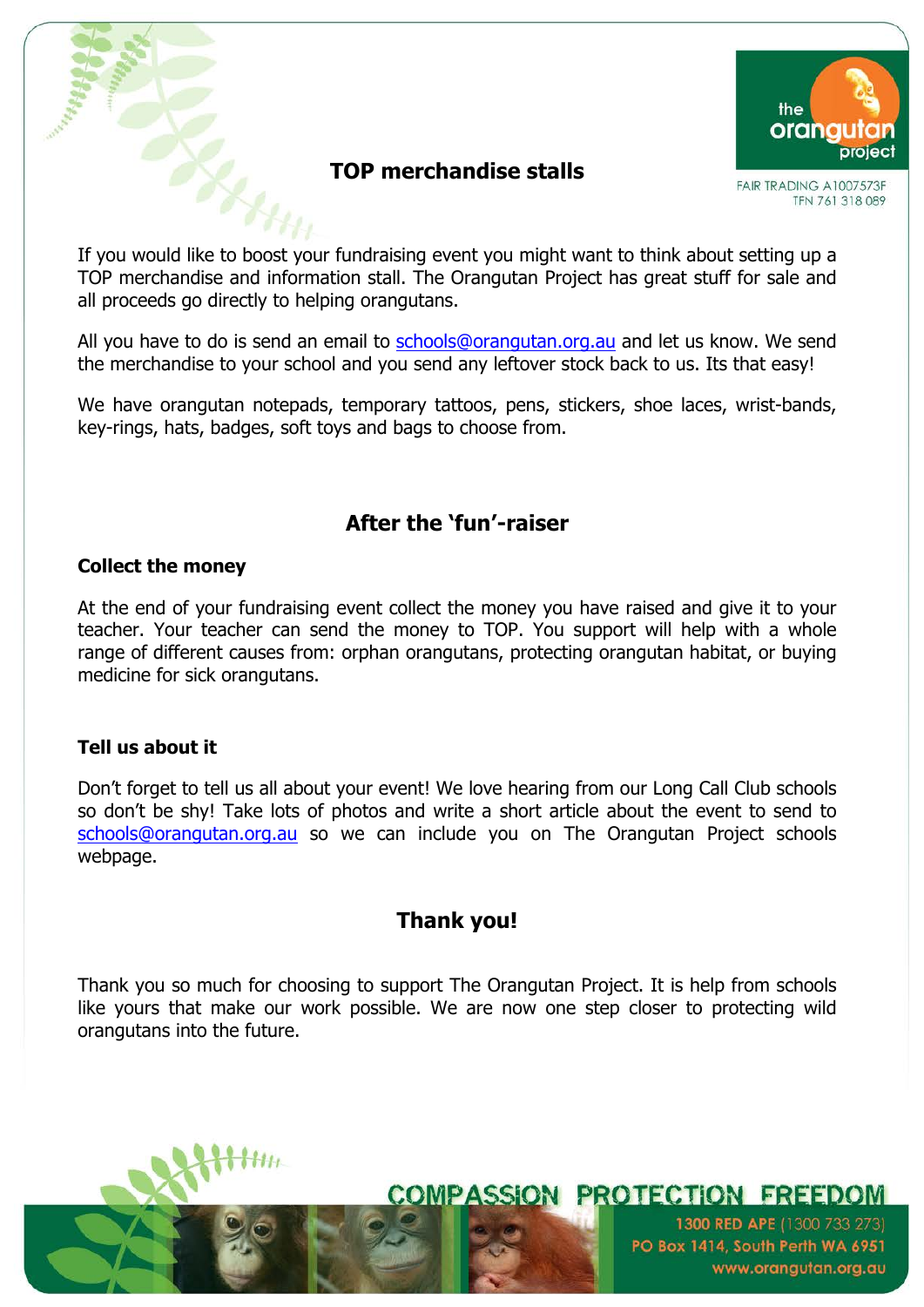## TOP merchandise stalls

If you would like to boost your fundraising event you might want to think about setting up a TOP merchandise and information stall. The Orangutan Project has great stuff for sale and all proceeds go directly to helping orangutans.

All you have to do is send an email to schools@orangutan.org.au and let us know. We send the merchandise to your school and you send any leftover stock back to us. Its that easy!

We have orangutan notepads, temporary tattoos, pens, stickers, shoe laces, wrist-bands, key-rings, hats, badges, soft toys and bags to choose from.

## After the 'fun'-raiser

### Collect the money

At the end of your fundraising event collect the money you have raised and give it to your teacher. Your teacher can send the money to TOP. You support will help with a whole range of different causes from: orphan orangutans, protecting orangutan habitat, or buying medicine for sick orangutans.

### Tell us about it

Don't forget to tell us all about your event! We love hearing from our Long Call Club schools so don't be shy! Take lots of photos and write a short article about the event to send to schools@orangutan.org.au so we can include you on The Orangutan Project schools webpage.

## Thank you!

Thank you so much for choosing to support The Orangutan Project. It is help from schools like yours that make our work possible. We are now one step closer to protecting wild orangutans into the future.